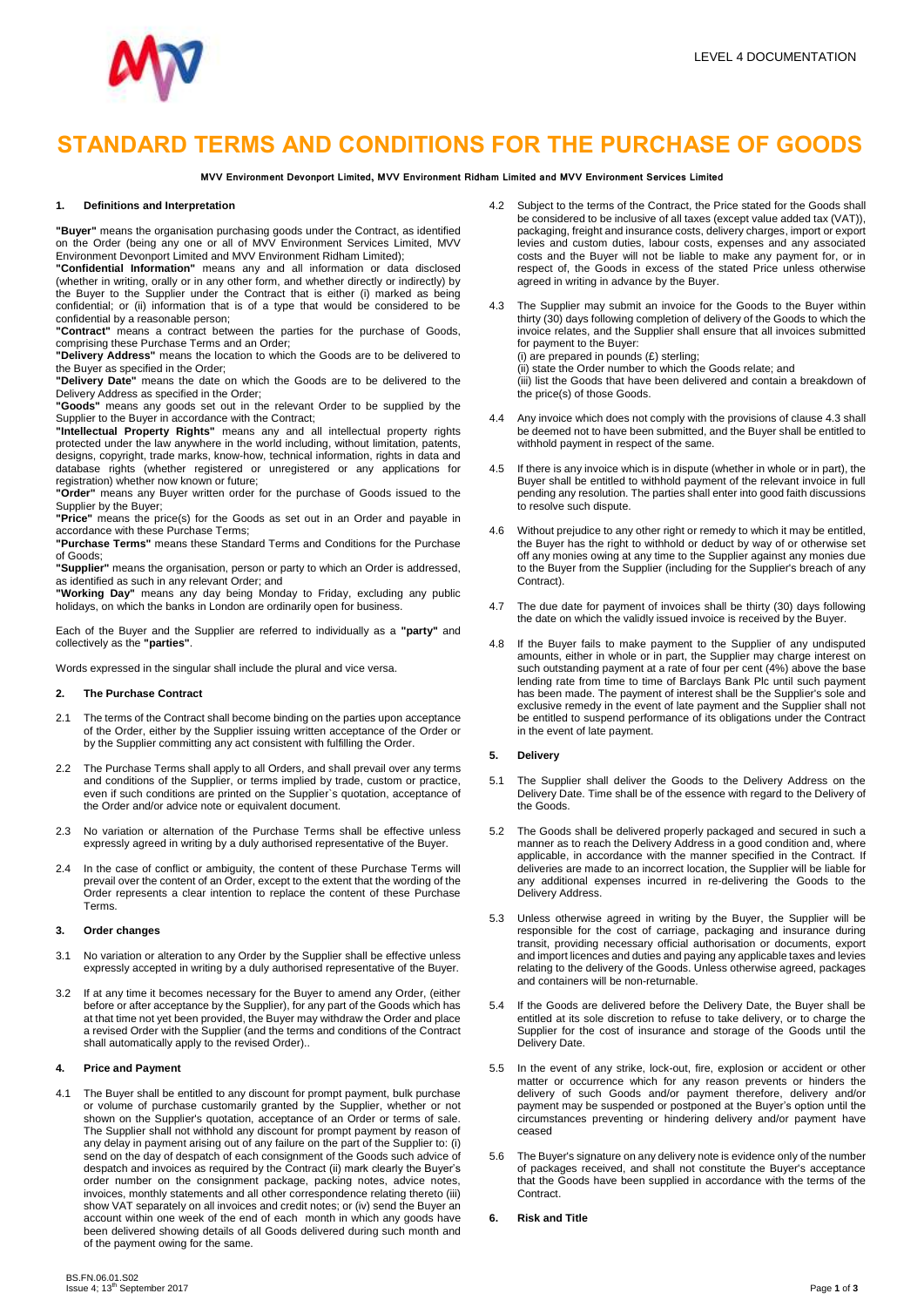# STANDARD TERMS AND CONDITIONS FOR THE PURCHASE OF GOODS

**MVV Environment Devonport Limited, MVV Environment Ridham Limited and MVV Environment Services Limited**

### 1. Definitions and Interpretation

**"Buyer"** means the organisation purchasing goods under the Contract, as identified on the Order (being any one or all of MVV Environment Services Limited, MVV Environment Devonport Limited and MVV Environment Ridham Limited);

**"Confidential Information"** means any and all information or data disclosed (whether in writing, orally or in any other form, and whether directly or indirectly) by the Buyer to the Supplier under the Contract that is either (i) marked as being confidential; or (ii) information that is of a type that would be considered to be confidential by a reasonable person;

**"Contract"** means a contract between the parties for the purchase of Goods, comprising these Purchase Terms and an Order;

**"Delivery Address"** means the location to which the Goods are to be delivered to the Buyer as specified in the Order;

**"Delivery Date"** means the date on which the Goods are to be delivered to the Delivery Address as specified in the Order;

**"Goods"** means any goods set out in the relevant Order to be supplied by the Supplier to the Buyer in accordance with the Contract;

**"Intellectual Property Rights"** means any and all intellectual property rights protected under the law anywhere in the world including, without limitation, patents, designs, copyright, trade marks, know-how, technical information, rights in data and database rights (whether registered or unregistered or any applications for registration) whether now known or future;

**"Order"** means any Buyer written order for the purchase of Goods issued to the Supplier by the Buyer;

**"Price"** means the price(s) for the Goods as set out in an Order and payable in accordance with these Purchase Terms;

**"Purchase Terms"** means these Standard Terms and Conditions for the Purchase of Goods;

**"Supplier"** means the organisation, person or party to which an Order is addressed, as identified as such in any relevant Order; and

**"Working Day"** means any day being Monday to Friday, excluding any public holidays, on which the banks in London are ordinarily open for business.

Each of the Buyer and the Supplier are referred to individually as a **"party"** and collectively as the **"parties"**.

Words expressed in the singular shall include the plural and vice versa.

### 2. The Purchase Contract

2.1 The terms of the Contract shall become binding on the parties upon acceptance of the Order, either by the Supplier issuing written acceptance of the Order or by the Supplier committing any act consistent with fulfilling the Order.

2.2 The Purchase Terms shall apply to all Orders, and shall prevail over any terms and conditions of the Supplier, or terms implied by trade, custom or practice, even if such conditions are printed on the Supplier`s quotation, acceptance of the Order and/or advice note or equivalent document.

2.3 No variation or alternation of the Purchase Terms shall be effective unless expressly agreed in writing by a duly authorised representative of the Buyer.

2.4 In the case of conflict or ambiguity, the content of these Purchase Terms will prevail over the content of an Order, except to the extent that the wording of the Order represents a clear intention to replace the content of these Purchase Terms.

### 3. Order changes

3.1 No variation or alteration to any Order by the Supplier shall be effective unless expressly accepted in writing by a duly authorised representative of the Buyer.

3.2 If at any time it becomes necessary for the Buyer to amend any Order, (either before or after acceptance by the Supplier), for any part of the Goods which has at that time not yet been provided, the Buyer may withdraw the Order and place a revised Order with the Supplier (and the terms and conditions of the Contract shall automatically apply to the revised Order)..

### 4. Price and Payment

4.1 The Buyer shall be entitled to any discount for prompt payment, bulk purchase or volume of purchase customarily granted by the Supplier, whether or not shown on the Supplier's quotation, acceptance of an Order or terms of sale. The Supplier shall not withhold any discount for prompt payment by reason of any delay in payment arising out of any failure on the part of the Supplier to: (i) send on the day of despatch of each consignment of the Goods such advice of despatch and invoices as required by the Contract (ii) mark clearly the Buyer's order number on the consignment package, packing notes, advice notes, invoices, monthly statements and all other correspondence relating thereto (iii) show VAT separately on all invoices and credit notes; or (iv) send the Buyer an account within one week of the end of each month in which any goods have been delivered showing details of all Goods delivered during such month and of the payment owing for the same.

4.2 Subject to the terms of the Contract, the Price stated for the Goods shall be considered to be inclusive of all taxes (except value added tax (VAT)), packaging, freight and insurance costs, delivery charges, import or export levies and custom duties, labour costs, expenses and any associated costs and the Buyer will not be liable to make any payment for, or in respect of, the Goods in excess of the stated Price unless otherwise agreed in writing in advance by the Buyer.

4.3 The Supplier may submit an invoice for the Goods to the Buyer within thirty (30) days following completion of delivery of the Goods to which the invoice relates, and the Supplier shall ensure that all invoices submitted for payment to the Buyer:
(i) are prepared in pounds (£) sterling;
(ii) state the Order number to which the Goods relate; and
(iii) list the Goods that have been delivered and contain a breakdown of the price(s) of those Goods.

4.4 Any invoice which does not comply with the provisions of clause 4.3 shall be deemed not to have been submitted, and the Buyer shall be entitled to withhold payment in respect of the same.

4.5 If there is any invoice which is in dispute (whether in whole or in part), the Buyer shall be entitled to withhold payment of the relevant invoice in full pending any resolution. The parties shall enter into good faith discussions to resolve such dispute.

4.6 Without prejudice to any other right or remedy to which it may be entitled, the Buyer has the right to withhold or deduct by way of or otherwise set off any monies owing at any time to the Supplier against any monies due to the Buyer from the Supplier (including for the Supplier's breach of any Contract).

4.7 The due date for payment of invoices shall be thirty (30) days following the date on which the validly issued invoice is received by the Buyer.

4.8 If the Buyer fails to make payment to the Supplier of any undisputed amounts, either in whole or in part, the Supplier may charge interest on such outstanding payment at a rate of four per cent (4%) above the base lending rate from time to time of Barclays Bank Plc until such payment has been made. The payment of interest shall be the Supplier's sole and exclusive remedy in the event of late payment and the Supplier shall not be entitled to suspend performance of its obligations under the Contract in the event of late payment.

### 5. Delivery

5.1 The Supplier shall deliver the Goods to the Delivery Address on the Delivery Date. Time shall be of the essence with regard to the Delivery of the Goods.

5.2 The Goods shall be delivered properly packaged and secured in such a manner as to reach the Delivery Address in a good condition and, where applicable, in accordance with the manner specified in the Contract. If deliveries are made to an incorrect location, the Supplier will be liable for any additional expenses incurred in re-delivering the Goods to the Delivery Address.

5.3 Unless otherwise agreed in writing by the Buyer, the Supplier will be responsible for the cost of carriage, packaging and insurance during transit, providing necessary official authorisation or documents, export and import licences and duties and paying any applicable taxes and levies relating to the delivery of the Goods. Unless otherwise agreed, packages and containers will be non-returnable.

5.4 If the Goods are delivered before the Delivery Date, the Buyer shall be entitled at its sole discretion to refuse to take delivery, or to charge the Supplier for the cost of insurance and storage of the Goods until the Delivery Date.

5.5 In the event of any strike, lock-out, fire, explosion or accident or other matter or occurrence which for any reason prevents or hinders the delivery of such Goods and/or payment therefore, delivery and/or payment may be suspended or postponed at the Buyer's option until the circumstances preventing or hindering delivery and/or payment have ceased

5.6 The Buyer's signature on any delivery note is evidence only of the number of packages received, and shall not constitute the Buyer's acceptance that the Goods have been supplied in accordance with the terms of the Contract.

### 6. Risk and Title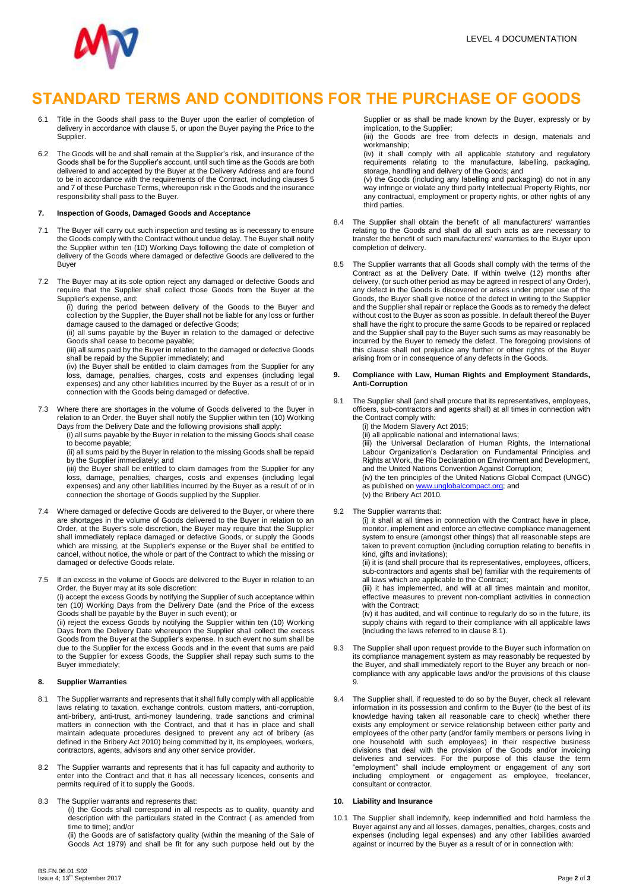# STANDARD TERMS AND CONDITIONS FOR THE PURCHASE OF GOODS

6.1 Title in the Goods shall pass to the Buyer upon the earlier of completion of delivery in accordance with clause 5, or upon the Buyer paying the Price to the Supplier.

6.2 The Goods will be and shall remain at the Supplier's risk, and insurance of the Goods shall be for the Supplier's account, until such time as the Goods are both delivered to and accepted by the Buyer at the Delivery Address and are found to be in accordance with the requirements of the Contract, including clauses 5 and 7 of these Purchase Terms, whereupon risk in the Goods and the insurance responsibility shall pass to the Buyer.

## 7. Inspection of Goods, Damaged Goods and Acceptance

7.1 The Buyer will carry out such inspection and testing as is necessary to ensure the Goods comply with the Contract without undue delay. The Buyer shall notify the Supplier within ten (10) Working Days following the date of completion of delivery of the Goods where damaged or defective Goods are delivered to the Buyer

7.2 The Buyer may at its sole option reject any damaged or defective Goods and require that the Supplier shall collect those Goods from the Buyer at the Supplier's expense, and:

(i) during the period between delivery of the Goods to the Buyer and collection by the Supplier, the Buyer shall not be liable for any loss or further damage caused to the damaged or defective Goods;

(ii) all sums payable by the Buyer in relation to the damaged or defective Goods shall cease to become payable;

(iii) all sums paid by the Buyer in relation to the damaged or defective Goods shall be repaid by the Supplier immediately; and

(iv) the Buyer shall be entitled to claim damages from the Supplier for any loss, damage, penalties, charges, costs and expenses (including legal expenses) and any other liabilities incurred by the Buyer as a result of or in connection with the Goods being damaged or defective.

7.3 Where there are shortages in the volume of Goods delivered to the Buyer in relation to an Order, the Buyer shall notify the Supplier within ten (10) Working Days from the Delivery Date and the following provisions shall apply:

(i) all sums payable by the Buyer in relation to the missing Goods shall cease to become payable;

(ii) all sums paid by the Buyer in relation to the missing Goods shall be repaid by the Supplier immediately; and

(iii) the Buyer shall be entitled to claim damages from the Supplier for any loss, damage, penalties, charges, costs and expenses (including legal expenses) and any other liabilities incurred by the Buyer as a result of or in connection the shortage of Goods supplied by the Supplier.

7.4 Where damaged or defective Goods are delivered to the Buyer, or where there are shortages in the volume of Goods delivered to the Buyer in relation to an Order, at the Buyer's sole discretion, the Buyer may require that the Supplier shall immediately replace damaged or defective Goods, or supply the Goods which are missing, at the Supplier's expense or the Buyer shall be entitled to cancel, without notice, the whole or part of the Contract to which the missing or damaged or defective Goods relate.

7.5 If an excess in the volume of Goods are delivered to the Buyer in relation to an Order, the Buyer may at its sole discretion:

(i) accept the excess Goods by notifying the Supplier of such acceptance within ten (10) Working Days from the Delivery Date (and the Price of the excess Goods shall be payable by the Buyer in such event); or

(ii) reject the excess Goods by notifying the Supplier within ten (10) Working Days from the Delivery Date whereupon the Supplier shall collect the excess Goods from the Buyer at the Supplier's expense. In such event no sum shall be due to the Supplier for the excess Goods and in the event that sums are paid to the Supplier for excess Goods, the Supplier shall repay such sums to the Buyer immediately;

## 8. Supplier Warranties

8.1 The Supplier warrants and represents that it shall fully comply with all applicable laws relating to taxation, exchange controls, custom matters, anti-corruption, anti-bribery, anti-trust, anti-money laundering, trade sanctions and criminal matters in connection with the Contract, and that it has in place and shall maintain adequate procedures designed to prevent any act of bribery (as defined in the Bribery Act 2010) being committed by it, its employees, workers, contractors, agents, advisors and any other service provider.

8.2 The Supplier warrants and represents that it has full capacity and authority to enter into the Contract and that it has all necessary licences, consents and permits required of it to supply the Goods.

8.3 The Supplier warrants and represents that:

(i) the Goods shall correspond in all respects as to quality, quantity and description with the particulars stated in the Contract ( as amended from time to time); and/or

(ii) the Goods are of satisfactory quality (within the meaning of the Sale of Goods Act 1979) and shall be fit for any such purpose held out by the Supplier or as shall be made known by the Buyer, expressly or by implication, to the Supplier;

(iii) the Goods are free from defects in design, materials and workmanship;

(iv) it shall comply with all applicable statutory and regulatory requirements relating to the manufacture, labelling, packaging, storage, handling and delivery of the Goods; and

(v) the Goods (including any labelling and packaging) do not in any way infringe or violate any third party Intellectual Property Rights, nor any contractual, employment or property rights, or other rights of any third parties.

8.4 The Supplier shall obtain the benefit of all manufacturers' warranties relating to the Goods and shall do all such acts as are necessary to transfer the benefit of such manufacturers' warranties to the Buyer upon completion of delivery.

8.5 The Supplier warrants that all Goods shall comply with the terms of the Contract as at the Delivery Date. If within twelve (12) months after delivery, (or such other period as may be agreed in respect of any Order), any defect in the Goods is discovered or arises under proper use of the Goods, the Buyer shall give notice of the defect in writing to the Supplier and the Supplier shall repair or replace the Goods as to remedy the defect without cost to the Buyer as soon as possible. In default thereof the Buyer shall have the right to procure the same Goods to be repaired or replaced and the Supplier shall pay to the Buyer such sums as may reasonably be incurred by the Buyer to remedy the defect. The foregoing provisions of this clause shall not prejudice any further or other rights of the Buyer arising from or in consequence of any defects in the Goods.

## 9. Compliance with Law, Human Rights and Employment Standards, Anti-Corruption

9.1 The Supplier shall (and shall procure that its representatives, employees, officers, sub-contractors and agents shall) at all times in connection with the Contract comply with:

(i) the Modern Slavery Act 2015;

(ii) all applicable national and international laws;

(iii) the Universal Declaration of Human Rights, the International Labour Organization's Declaration on Fundamental Principles and Rights at Work, the Rio Declaration on Environment and Development, and the United Nations Convention Against Corruption;

(iv) the ten principles of the United Nations Global Compact (UNGC) as published on www.unglobalcompact.org; and

(v) the Bribery Act 2010.

9.2 The Supplier warrants that:

(i) it shall at all times in connection with the Contract have in place, monitor, implement and enforce an effective compliance management system to ensure (amongst other things) that all reasonable steps are taken to prevent corruption (including corruption relating to benefits in kind, gifts and invitations);

(ii) it is (and shall procure that its representatives, employees, officers, sub-contractors and agents shall be) familiar with the requirements of all laws which are applicable to the Contract;

(iii) it has implemented, and will at all times maintain and monitor, effective measures to prevent non-compliant activities in connection with the Contract;

(iv) it has audited, and will continue to regularly do so in the future, its supply chains with regard to their compliance with all applicable laws (including the laws referred to in clause 8.1).

9.3 The Supplier shall upon request provide to the Buyer such information on its compliance management system as may reasonably be requested by the Buyer, and shall immediately report to the Buyer any breach or non-compliance with any applicable laws and/or the provisions of this clause 9.

9.4 The Supplier shall, if requested to do so by the Buyer, check all relevant information in its possession and confirm to the Buyer (to the best of its knowledge having taken all reasonable care to check) whether there exists any employment or service relationship between either party and employees of the other party (and/or family members or persons living in one household with such employees) in their respective business divisions that deal with the provision of the Goods and/or invoicing deliveries and services. For the purpose of this clause the term "employment" shall include employment or engagement of any sort including employment or engagement as employee, freelancer, consultant or contractor.

## 10. Liability and Insurance

10.1 The Supplier shall indemnify, keep indemnified and hold harmless the Buyer against any and all losses, damages, penalties, charges, costs and expenses (including legal expenses) and any other liabilities awarded against or incurred by the Buyer as a result of or in connection with: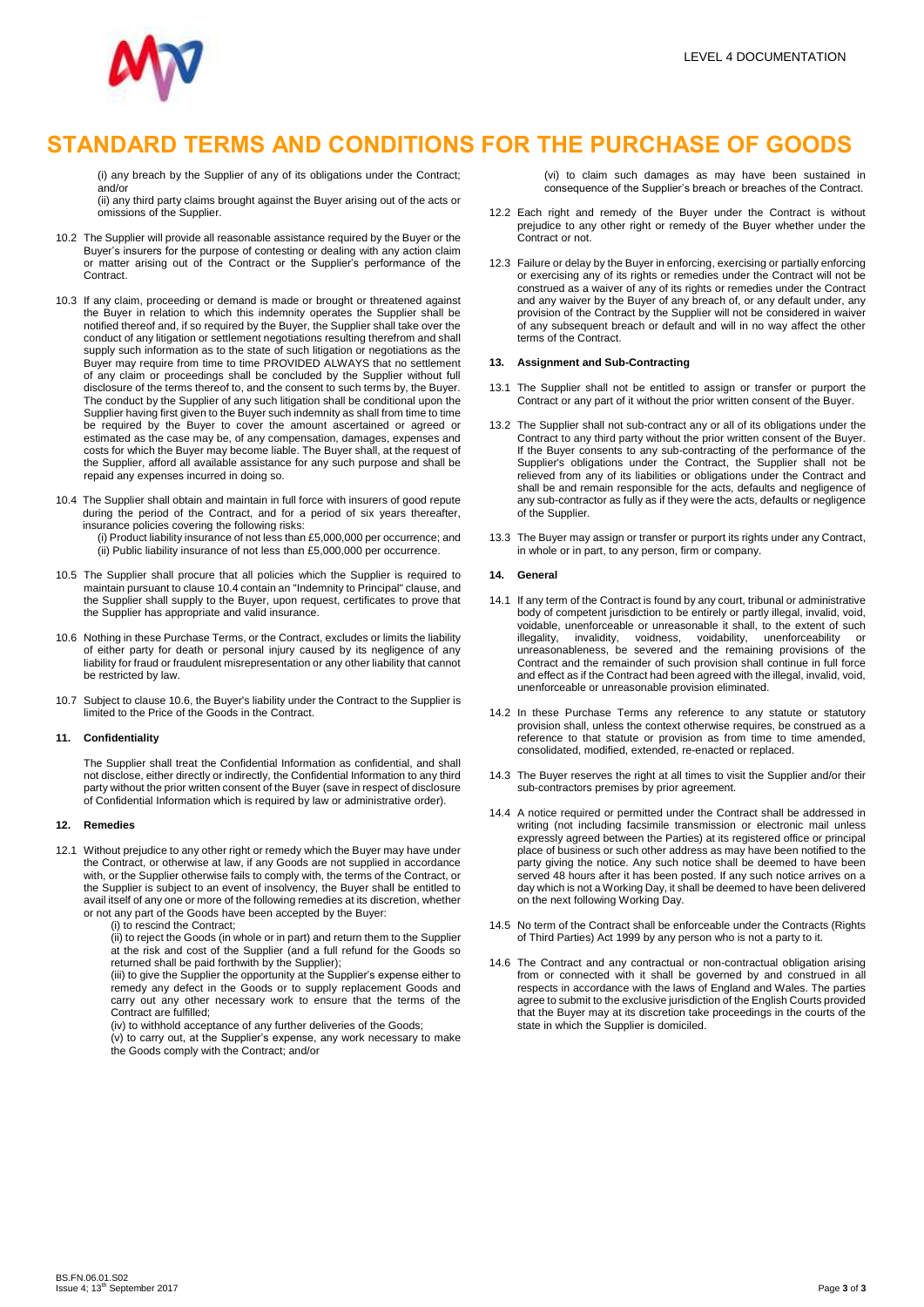# STANDARD TERMS AND CONDITIONS FOR THE PURCHASE OF GOODS

(i) any breach by the Supplier of any of its obligations under the Contract; and/or

(ii) any third party claims brought against the Buyer arising out of the acts or omissions of the Supplier.

10.2 The Supplier will provide all reasonable assistance required by the Buyer or the Buyer's insurers for the purpose of contesting or dealing with any action claim or matter arising out of the Contract or the Supplier's performance of the Contract.

10.3 If any claim, proceeding or demand is made or brought or threatened against the Buyer in relation to which this indemnity operates the Supplier shall be notified thereof and, if so required by the Buyer, the Supplier shall take over the conduct of any litigation or settlement negotiations resulting therefrom and shall supply such information as to the state of such litigation or negotiations as the Buyer may require from time to time PROVIDED ALWAYS that no settlement of any claim or proceedings shall be concluded by the Supplier without full disclosure of the terms thereof to, and the consent to such terms by, the Buyer. The conduct by the Supplier of any such litigation shall be conditional upon the Supplier having first given to the Buyer such indemnity as shall from time to time be required by the Buyer to cover the amount ascertained or agreed or estimated as the case may be, of any compensation, damages, expenses and costs for which the Buyer may become liable. The Buyer shall, at the request of the Supplier, afford all available assistance for any such purpose and shall be repaid any expenses incurred in doing so.

10.4 The Supplier shall obtain and maintain in full force with insurers of good repute during the period of the Contract, and for a period of six years thereafter, insurance policies covering the following risks:

(i) Product liability insurance of not less than £5,000,000 per occurrence; and

(ii) Public liability insurance of not less than £5,000,000 per occurrence.

10.5 The Supplier shall procure that all policies which the Supplier is required to maintain pursuant to clause 10.4 contain an "Indemnity to Principal" clause, and the Supplier shall supply to the Buyer, upon request, certificates to prove that the Supplier has appropriate and valid insurance.

10.6 Nothing in these Purchase Terms, or the Contract, excludes or limits the liability of either party for death or personal injury caused by its negligence of any liability for fraud or fraudulent misrepresentation or any other liability that cannot be restricted by law.

10.7 Subject to clause 10.6, the Buyer's liability under the Contract to the Supplier is limited to the Price of the Goods in the Contract.

## 11. Confidentiality

The Supplier shall treat the Confidential Information as confidential, and shall not disclose, either directly or indirectly, the Confidential Information to any third party without the prior written consent of the Buyer (save in respect of disclosure of Confidential Information which is required by law or administrative order).

## 12. Remedies

12.1 Without prejudice to any other right or remedy which the Buyer may have under the Contract, or otherwise at law, if any Goods are not supplied in accordance with, or the Supplier otherwise fails to comply with, the terms of the Contract, or the Supplier is subject to an event of insolvency, the Buyer shall be entitled to avail itself of any one or more of the following remedies at its discretion, whether or not any part of the Goods have been accepted by the Buyer:

(i) to rescind the Contract;

(ii) to reject the Goods (in whole or in part) and return them to the Supplier at the risk and cost of the Supplier (and a full refund for the Goods so returned shall be paid forthwith by the Supplier);

(iii) to give the Supplier the opportunity at the Supplier's expense either to remedy any defect in the Goods or to supply replacement Goods and carry out any other necessary work to ensure that the terms of the Contract are fulfilled;

(iv) to withhold acceptance of any further deliveries of the Goods;

(v) to carry out, at the Supplier's expense, any work necessary to make the Goods comply with the Contract; and/or

(vi) to claim such damages as may have been sustained in consequence of the Supplier's breach or breaches of the Contract.

12.2 Each right and remedy of the Buyer under the Contract is without prejudice to any other right or remedy of the Buyer whether under the Contract or not.

12.3 Failure or delay by the Buyer in enforcing, exercising or partially enforcing or exercising any of its rights or remedies under the Contract will not be construed as a waiver of any of its rights or remedies under the Contract and any waiver by the Buyer of any breach of, or any default under, any provision of the Contract by the Supplier will not be considered in waiver of any subsequent breach or default and will in no way affect the other terms of the Contract.

## 13. Assignment and Sub-Contracting

13.1 The Supplier shall not be entitled to assign or transfer or purport the Contract or any part of it without the prior written consent of the Buyer.

13.2 The Supplier shall not sub-contract any or all of its obligations under the Contract to any third party without the prior written consent of the Buyer. If the Buyer consents to any sub-contracting of the performance of the Supplier's obligations under the Contract, the Supplier shall not be relieved from any of its liabilities or obligations under the Contract and shall be and remain responsible for the acts, defaults and negligence of any sub-contractor as fully as if they were the acts, defaults or negligence of the Supplier.

13.3 The Buyer may assign or transfer or purport its rights under any Contract, in whole or in part, to any person, firm or company.

## 14. General

14.1 If any term of the Contract is found by any court, tribunal or administrative body of competent jurisdiction to be entirely or partly illegal, invalid, void, voidable, unenforceable or unreasonable it shall, to the extent of such illegality, invalidity, voidness, voidability, unenforceability or unreasonableness, be severed and the remaining provisions of the Contract and the remainder of such provision shall continue in full force and effect as if the Contract had been agreed with the illegal, invalid, void, unenforceable or unreasonable provision eliminated.

14.2 In these Purchase Terms any reference to any statute or statutory provision shall, unless the context otherwise requires, be construed as a reference to that statute or provision as from time to time amended, consolidated, modified, extended, re-enacted or replaced.

14.3 The Buyer reserves the right at all times to visit the Supplier and/or their sub-contractors premises by prior agreement.

14.4 A notice required or permitted under the Contract shall be addressed in writing (not including facsimile transmission or electronic mail unless expressly agreed between the Parties) at its registered office or principal place of business or such other address as may have been notified to the party giving the notice. Any such notice shall be deemed to have been served 48 hours after it has been posted. If any such notice arrives on a day which is not a Working Day, it shall be deemed to have been delivered on the next following Working Day.

14.5 No term of the Contract shall be enforceable under the Contracts (Rights of Third Parties) Act 1999 by any person who is not a party to it.

14.6 The Contract and any contractual or non-contractual obligation arising from or connected with it shall be governed by and construed in all respects in accordance with the laws of England and Wales. The parties agree to submit to the exclusive jurisdiction of the English Courts provided that the Buyer may at its discretion take proceedings in the courts of the state in which the Supplier is domiciled.